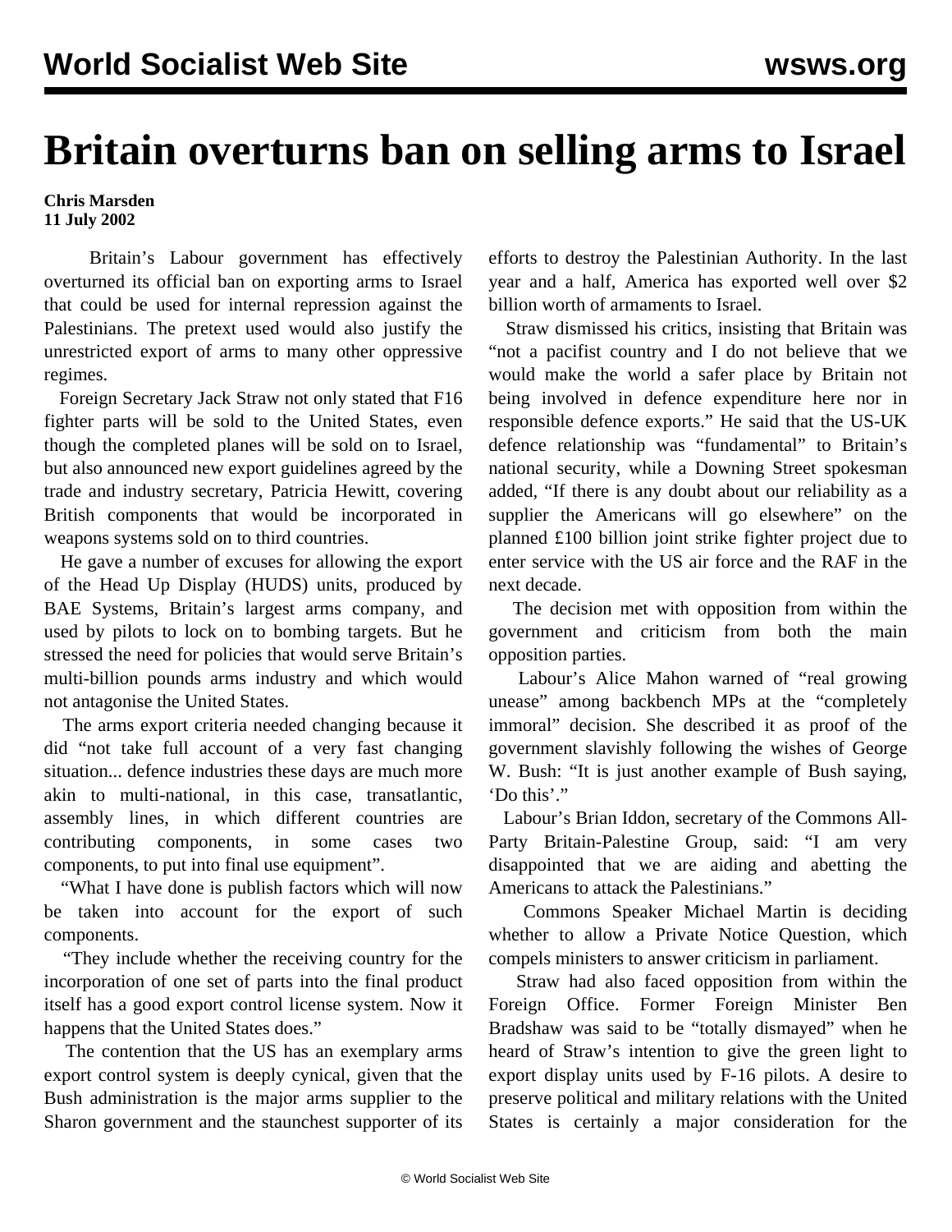# Britain overturns ban on selling arms to Israel

**Chris Marsden**
**11 July 2002**

Britain's Labour government has effectively overturned its official ban on exporting arms to Israel that could be used for internal repression against the Palestinians. The pretext used would also justify the unrestricted export of arms to many other oppressive regimes.

Foreign Secretary Jack Straw not only stated that F16 fighter parts will be sold to the United States, even though the completed planes will be sold on to Israel, but also announced new export guidelines agreed by the trade and industry secretary, Patricia Hewitt, covering British components that would be incorporated in weapons systems sold on to third countries.

He gave a number of excuses for allowing the export of the Head Up Display (HUDS) units, produced by BAE Systems, Britain's largest arms company, and used by pilots to lock on to bombing targets. But he stressed the need for policies that would serve Britain's multi-billion pounds arms industry and which would not antagonise the United States.

The arms export criteria needed changing because it did "not take full account of a very fast changing situation... defence industries these days are much more akin to multi-national, in this case, transatlantic, assembly lines, in which different countries are contributing components, in some cases two components, to put into final use equipment".

"What I have done is publish factors which will now be taken into account for the export of such components.

"They include whether the receiving country for the incorporation of one set of parts into the final product itself has a good export control license system. Now it happens that the United States does."

The contention that the US has an exemplary arms export control system is deeply cynical, given that the Bush administration is the major arms supplier to the Sharon government and the staunchest supporter of its efforts to destroy the Palestinian Authority. In the last year and a half, America has exported well over $2 billion worth of armaments to Israel.

Straw dismissed his critics, insisting that Britain was "not a pacifist country and I do not believe that we would make the world a safer place by Britain not being involved in defence expenditure here nor in responsible defence exports." He said that the US-UK defence relationship was "fundamental" to Britain's national security, while a Downing Street spokesman added, "If there is any doubt about our reliability as a supplier the Americans will go elsewhere" on the planned £100 billion joint strike fighter project due to enter service with the US air force and the RAF in the next decade.

The decision met with opposition from within the government and criticism from both the main opposition parties.

Labour's Alice Mahon warned of "real growing unease" among backbench MPs at the "completely immoral" decision. She described it as proof of the government slavishly following the wishes of George W. Bush: "It is just another example of Bush saying, 'Do this'."

Labour's Brian Iddon, secretary of the Commons All-Party Britain-Palestine Group, said: "I am very disappointed that we are aiding and abetting the Americans to attack the Palestinians."

Commons Speaker Michael Martin is deciding whether to allow a Private Notice Question, which compels ministers to answer criticism in parliament.

Straw had also faced opposition from within the Foreign Office. Former Foreign Minister Ben Bradshaw was said to be "totally dismayed" when he heard of Straw's intention to give the green light to export display units used by F-16 pilots. A desire to preserve political and military relations with the United States is certainly a major consideration for the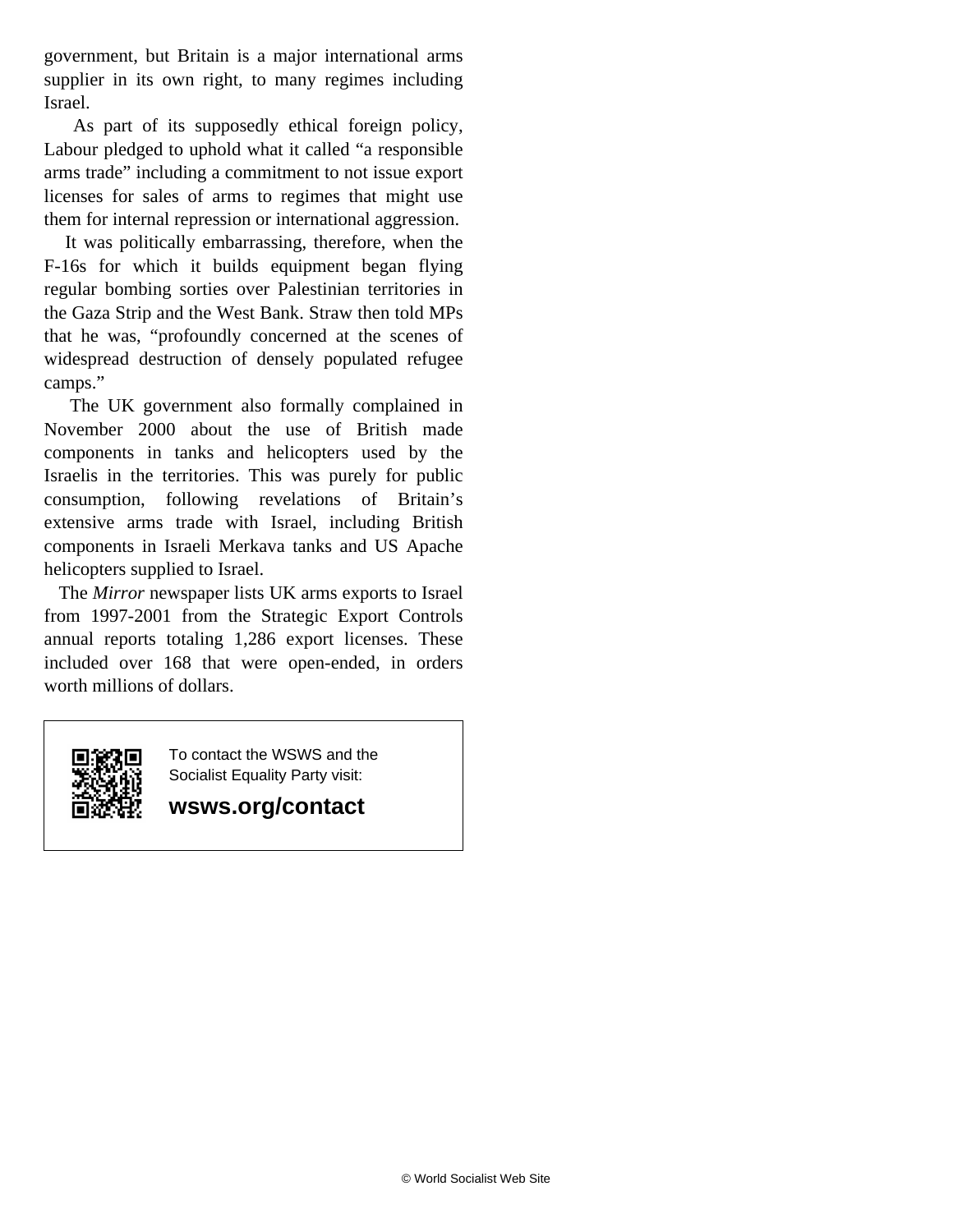government, but Britain is a major international arms supplier in its own right, to many regimes including Israel.

As part of its supposedly ethical foreign policy, Labour pledged to uphold what it called “a responsible arms trade” including a commitment to not issue export licenses for sales of arms to regimes that might use them for internal repression or international aggression.

It was politically embarrassing, therefore, when the F-16s for which it builds equipment began flying regular bombing sorties over Palestinian territories in the Gaza Strip and the West Bank. Straw then told MPs that he was, “profoundly concerned at the scenes of widespread destruction of densely populated refugee camps.”

The UK government also formally complained in November 2000 about the use of British made components in tanks and helicopters used by the Israelis in the territories. This was purely for public consumption, following revelations of Britain’s extensive arms trade with Israel, including British components in Israeli Merkava tanks and US Apache helicopters supplied to Israel.

The *Mirror* newspaper lists UK arms exports to Israel from 1997-2001 from the Strategic Export Controls annual reports totaling 1,286 export licenses. These included over 168 that were open-ended, in orders worth millions of dollars.

To contact the WSWS and the Socialist Equality Party visit:

**wsws.org/contact**